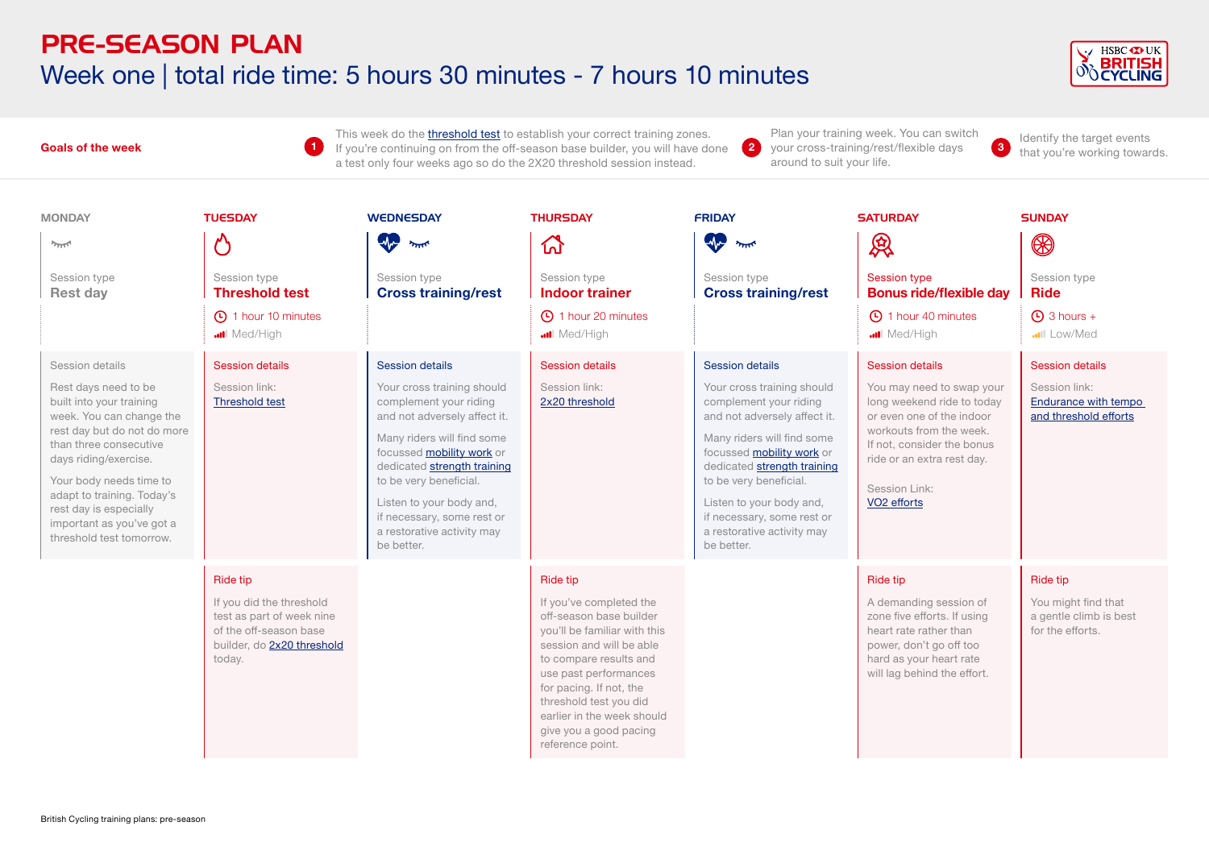# PRE-SEASON PLAN

## Week one | total ride time: 5 hours 30 minutes - 7 hours 10 minutes

**Goals of the week**

1. This week do the threshold test to establish your correct training zones. If you're continuing on from the off-season base builder, you will have done a test only four weeks ago so do the 2X20 threshold session instead.
2. Plan your training week. You can switch your cross-training/rest/flexible days around to suit your life.
3. Identify the target events that you're working towards.

### MONDAY

Session type
**Rest day**

**Session details**

Rest days need to be built into your training week. You can change the rest day but do not do more than three consecutive days riding/exercise.

Your body needs time to adapt to training. Today's rest day is especially important as you've got a threshold test tomorrow.

### TUESDAY

Session type
**Threshold test**

1 hour 10 minutes
Med/High

**Session details**

Session link:
Threshold test

**Ride tip**

If you did the threshold test as part of week nine of the off-season base builder, do 2x20 threshold today.

### WEDNESDAY

Session type
**Cross training/rest**

**Session details**

Your cross training should complement your riding and not adversely affect it.

Many riders will find some focussed mobility work or dedicated strength training to be very beneficial.

Listen to your body and, if necessary, some rest or a restorative activity may be better.

### THURSDAY

Session type
**Indoor trainer**

1 hour 20 minutes
Med/High

**Session details**

Session link:
2x20 threshold

**Ride tip**

If you've completed the off-season base builder you'll be familiar with this session and will be able to compare results and use past performances for pacing. If not, the threshold test you did earlier in the week should give you a good pacing reference point.

### FRIDAY

Session type
**Cross training/rest**

**Session details**

Your cross training should complement your riding and not adversely affect it.

Many riders will find some focussed mobility work or dedicated strength training to be very beneficial.

Listen to your body and, if necessary, some rest or a restorative activity may be better.

### SATURDAY

Session type
**Bonus ride/flexible day**

1 hour 40 minutes
Med/High

**Session details**

You may need to swap your long weekend ride to today or even one of the indoor workouts from the week. If not, consider the bonus ride or an extra rest day.

Session Link:
VO2 efforts

**Ride tip**

A demanding session of zone five efforts. If using heart rate rather than power, don't go off too hard as your heart rate will lag behind the effort.

### SUNDAY

Session type
**Ride**

3 hours +
Low/Med

**Session details**

Session link:
Endurance with tempo and threshold efforts

**Ride tip**

You might find that a gentle climb is best for the efforts.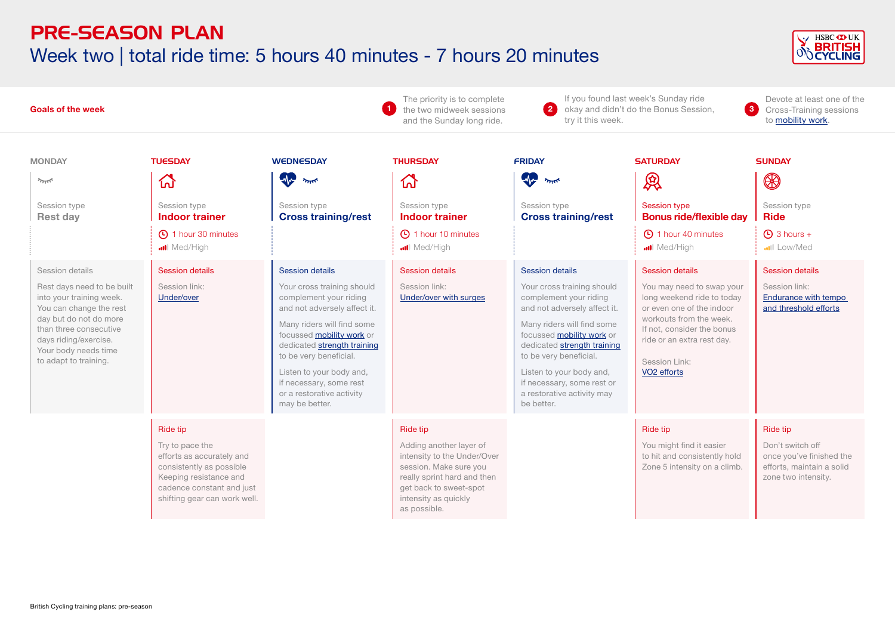# PRE-SEASON PLAN

## Week two | total ride time: 5 hours 40 minutes - 7 hours 20 minutes

**Goals of the week**

1. The priority is to complete the two midweek sessions and the Sunday long ride.
2. If you found last week's Sunday ride okay and didn't do the Bonus Session, try it this week.
3. Devote at least one of the Cross-Training sessions to mobility work.

| | MONDAY | TUESDAY | WEDNESDAY | THURSDAY | FRIDAY | SATURDAY | SUNDAY |
|---|---|---|---|---|---|---|---|
| Session type | Rest day | Indoor trainer | Cross training/rest | Indoor trainer | Cross training/rest | Bonus ride/flexible day | Ride |
| Duration | | 1 hour 30 minutes | | 1 hour 10 minutes | | 1 hour 40 minutes | 3 hours + |
| Intensity | | Med/High | | Med/High | | Med/High | Low/Med |
| Session details | Rest days need to be built into your training week. You can change the rest day but do not do more than three consecutive days riding/exercise. Your body needs time to adapt to training. | Session link: Under/over | Your cross training should complement your riding and not adversely affect it. Many riders will find some focussed mobility work or dedicated strength training to be very beneficial. Listen to your body and, if necessary, some rest or a restorative activity may be better. | Session link: Under/over with surges | Your cross training should complement your riding and not adversely affect it. Many riders will find some focussed mobility work or dedicated strength training to be very beneficial. Listen to your body and, if necessary, some rest or a restorative activity may be better. | You may need to swap your long weekend ride to today or even one of the indoor workouts from the week. If not, consider the bonus ride or an extra rest day. Session Link: VO2 efforts | Session link: Endurance with tempo and threshold efforts |
| Ride tip | | Try to pace the efforts as accurately and consistently as possible Keeping resistance and cadence constant and just shifting gear can work well. | | Adding another layer of intensity to the Under/Over session. Make sure you really sprint hard and then get back to sweet-spot intensity as quickly as possible. | | You might find it easier to hit and consistently hold Zone 5 intensity on a climb. | Don't switch off once you've finished the efforts, maintain a solid zone two intensity. |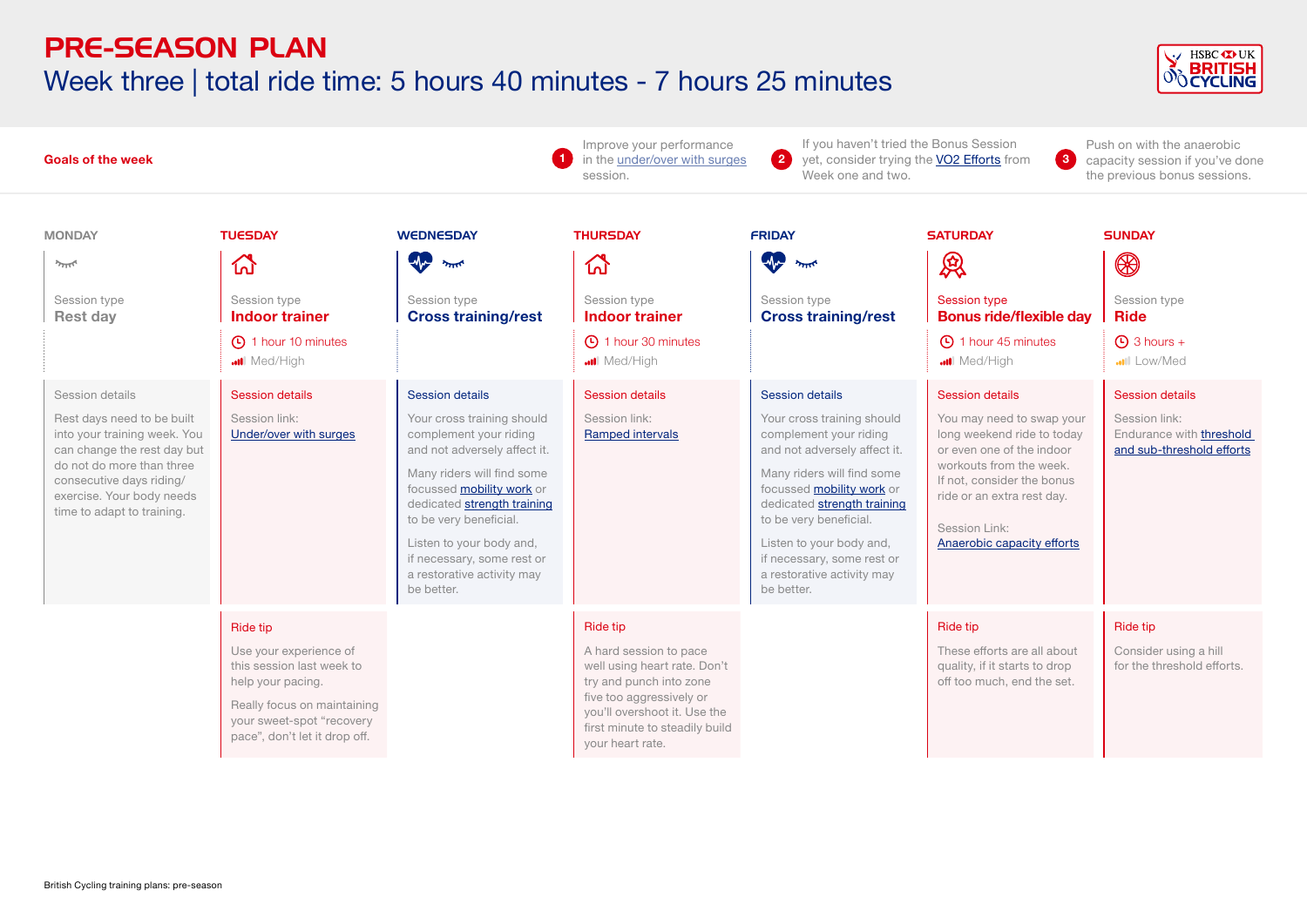# PRE-SEASON PLAN

## Week three | total ride time: 5 hours 40 minutes - 7 hours 25 minutes

**Goals of the week**

1. Improve your performance in the under/over with surges session.
2. If you haven't tried the Bonus Session yet, consider trying the VO2 Efforts from Week one and two.
3. Push on with the anaerobic capacity session if you've done the previous bonus sessions.

| | MONDAY | TUESDAY | WEDNESDAY | THURSDAY | FRIDAY | SATURDAY | SUNDAY |
|---|---|---|---|---|---|---|---|
| Session type | Rest day | Indoor trainer | Cross training/rest | Indoor trainer | Cross training/rest | Bonus ride/flexible day | Ride |
| Duration | | 1 hour 10 minutes | | 1 hour 30 minutes | | 1 hour 45 minutes | 3 hours + |
| Intensity | | Med/High | | Med/High | | Med/High | Low/Med |
| Session details | Rest days need to be built into your training week. You can change the rest day but do not do more than three consecutive days riding/ exercise. Your body needs time to adapt to training. | Session link: Under/over with surges | Your cross training should complement your riding and not adversely affect it. Many riders will find some focussed mobility work or dedicated strength training to be very beneficial. Listen to your body and, if necessary, some rest or a restorative activity may be better. | Session link: Ramped intervals | Your cross training should complement your riding and not adversely affect it. Many riders will find some focussed mobility work or dedicated strength training to be very beneficial. Listen to your body and, if necessary, some rest or a restorative activity may be better. | You may need to swap your long weekend ride to today or even one of the indoor workouts from the week. If not, consider the bonus ride or an extra rest day. Session Link: Anaerobic capacity efforts | Session link: Endurance with threshold and sub-threshold efforts |
| Ride tip | | Use your experience of this session last week to help your pacing. Really focus on maintaining your sweet-spot "recovery pace", don't let it drop off. | | A hard session to pace well using heart rate. Don't try and punch into zone five too aggressively or you'll overshoot it. Use the first minute to steadily build your heart rate. | | These efforts are all about quality, if it starts to drop off too much, end the set. | Consider using a hill for the threshold efforts. |

British Cycling training plans: pre-season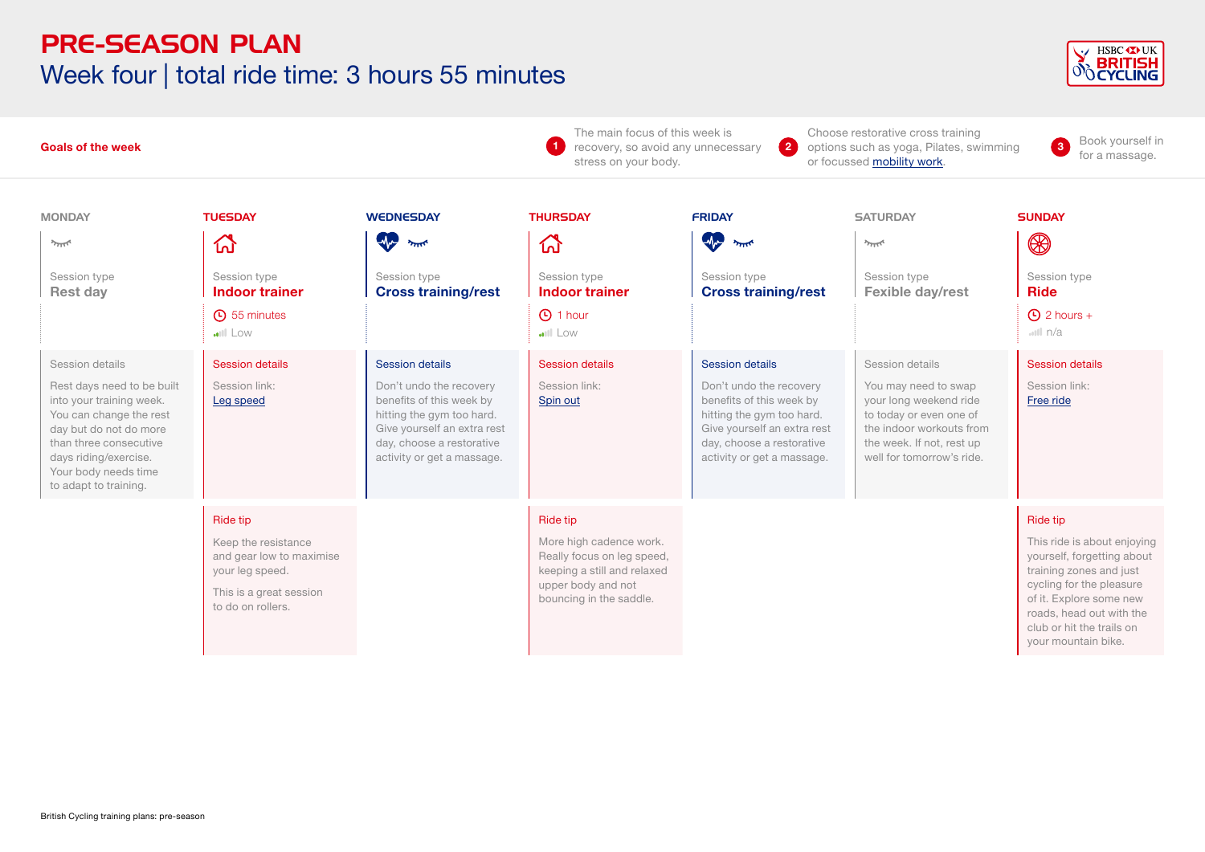# PRE-SEASON PLAN

## Week four | total ride time: 3 hours 55 minutes

**Goals of the week**

1. The main focus of this week is recovery, so avoid any unnecessary stress on your body.
2. Choose restorative cross training options such as yoga, Pilates, swimming or focussed mobility work.
3. Book yourself in for a massage.

| | MONDAY | TUESDAY | WEDNESDAY | THURSDAY | FRIDAY | SATURDAY | SUNDAY |
|---|---|---|---|---|---|---|---|
| Session type | Rest day | Indoor trainer | Cross training/rest | Indoor trainer | Cross training/rest | Fexible day/rest | Ride |
| Duration | | 55 minutes | | 1 hour | | | 2 hours + |
| Intensity | | Low | | Low | | | n/a |
| Session details | Rest days need to be built into your training week. You can change the rest day but do not do more than three consecutive days riding/exercise. Your body needs time to adapt to training. | Session link: Leg speed | Don't undo the recovery benefits of this week by hitting the gym too hard. Give yourself an extra rest day, choose a restorative activity or get a massage. | Session link: Spin out | Don't undo the recovery benefits of this week by hitting the gym too hard. Give yourself an extra rest day, choose a restorative activity or get a massage. | You may need to swap your long weekend ride to today or even one of the indoor workouts from the week. If not, rest up well for tomorrow's ride. | Session link: Free ride |
| Ride tip | | Keep the resistance and gear low to maximise your leg speed. This is a great session to do on rollers. | | More high cadence work. Really focus on leg speed, keeping a still and relaxed upper body and not bouncing in the saddle. | | | This ride is about enjoying yourself, forgetting about training zones and just cycling for the pleasure of it. Explore some new roads, head out with the club or hit the trails on your mountain bike. |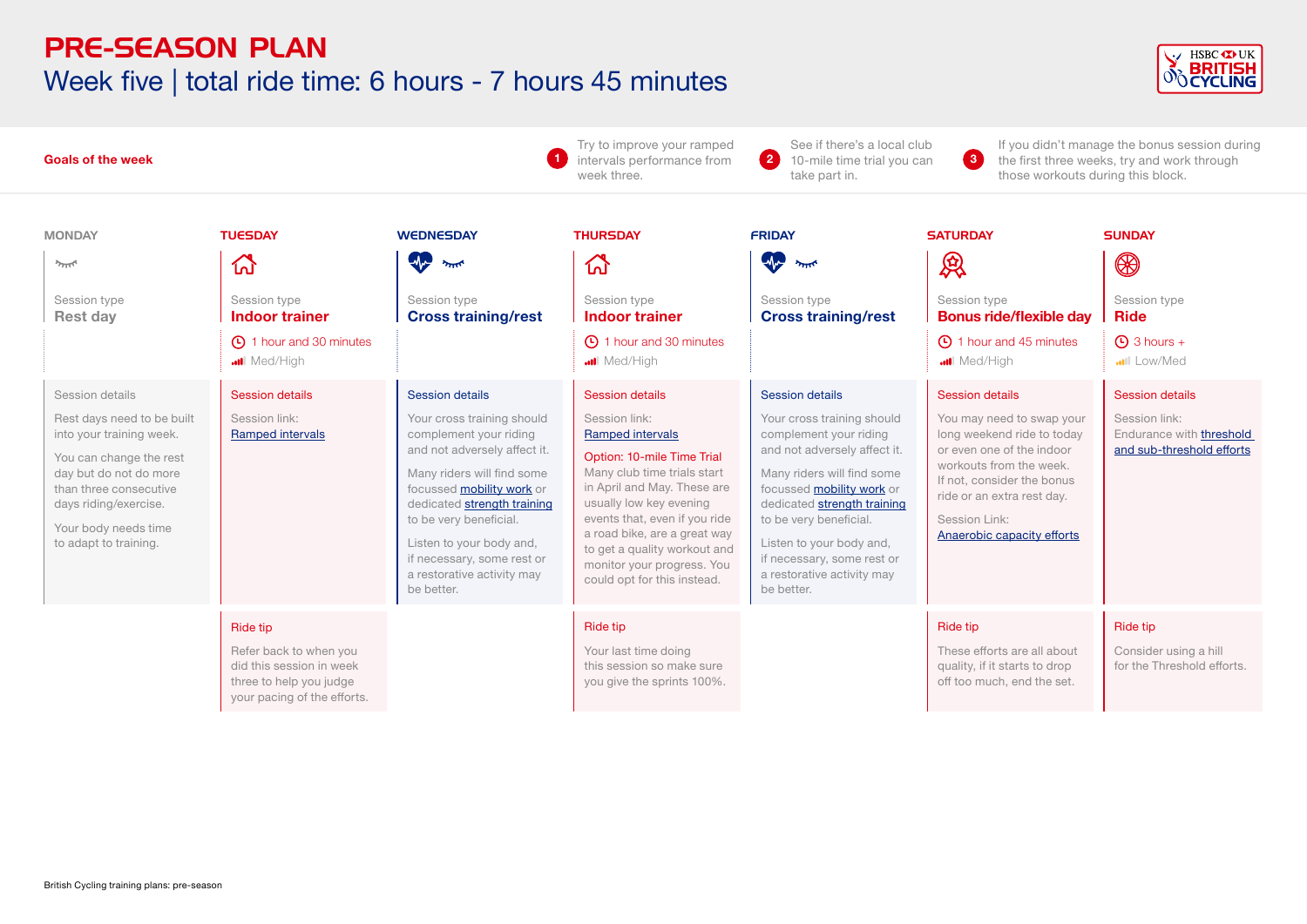# PRE-SEASON PLAN

## Week five | total ride time: 6 hours - 7 hours 45 minutes

**Goals of the week**

1. Try to improve your ramped intervals performance from week three.
2. See if there's a local club 10-mile time trial you can take part in.
3. If you didn't manage the bonus session during the first three weeks, try and work through those workouts during this block.

### MONDAY

Session type
**Rest day**

Session details

Rest days need to be built into your training week.

You can change the rest day but do not do more than three consecutive days riding/exercise.

Your body needs time to adapt to training.

### TUESDAY

Session type
**Indoor trainer**

1 hour and 30 minutes
Med/High

Session details

Session link:
Ramped intervals

Ride tip

Refer back to when you did this session in week three to help you judge your pacing of the efforts.

### WEDNESDAY

Session type
**Cross training/rest**

Session details

Your cross training should complement your riding and not adversely affect it.

Many riders will find some focussed mobility work or dedicated strength training to be very beneficial.

Listen to your body and, if necessary, some rest or a restorative activity may be better.

### THURSDAY

Session type
**Indoor trainer**

1 hour and 30 minutes
Med/High

Session details

Session link:
Ramped intervals

Option: 10-mile Time Trial

Many club time trials start in April and May. These are usually low key evening events that, even if you ride a road bike, are a great way to get a quality workout and monitor your progress. You could opt for this instead.

Ride tip

Your last time doing this session so make sure you give the sprints 100%.

### FRIDAY

Session type
**Cross training/rest**

Session details

Your cross training should complement your riding and not adversely affect it.

Many riders will find some focussed mobility work or dedicated strength training to be very beneficial.

Listen to your body and, if necessary, some rest or a restorative activity may be better.

### SATURDAY

Session type
**Bonus ride/flexible day**

1 hour and 45 minutes
Med/High

Session details

You may need to swap your long weekend ride to today or even one of the indoor workouts from the week. If not, consider the bonus ride or an extra rest day.

Session Link:
Anaerobic capacity efforts

Ride tip

These efforts are all about quality, if it starts to drop off too much, end the set.

### SUNDAY

Session type
**Ride**

3 hours +
Low/Med

Session details

Session link:
Endurance with threshold and sub-threshold efforts

Ride tip

Consider using a hill for the Threshold efforts.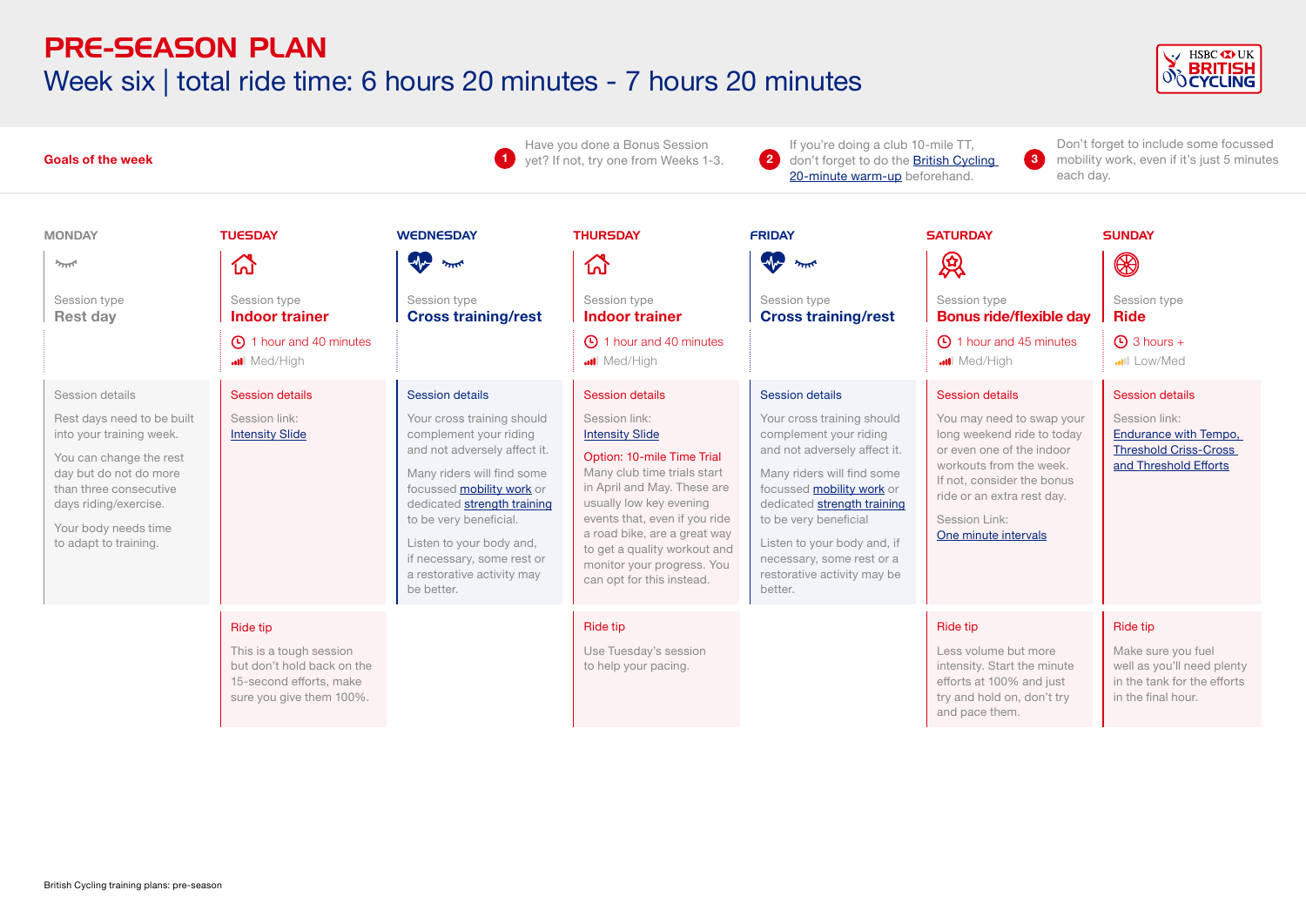# PRE-SEASON PLAN

## Week six | total ride time: 6 hours 20 minutes - 7 hours 20 minutes

**Goals of the week**

1. Have you done a Bonus Session yet? If not, try one from Weeks 1-3.
2. If you're doing a club 10-mile TT, don't forget to do the British Cycling 20-minute warm-up beforehand.
3. Don't forget to include some focussed mobility work, even if it's just 5 minutes each day.

### MONDAY

Session type
**Rest day**

**Session details**

Rest days need to be built into your training week.

You can change the rest day but do not do more than three consecutive days riding/exercise.

Your body needs time to adapt to training.

### TUESDAY

Session type
**Indoor trainer**

1 hour and 40 minutes
Med/High

**Session details**

Session link:
Intensity Slide

**Ride tip**

This is a tough session but don't hold back on the 15-second efforts, make sure you give them 100%.

### WEDNESDAY

Session type
**Cross training/rest**

**Session details**

Your cross training should complement your riding and not adversely affect it.

Many riders will find some focussed mobility work or dedicated strength training to be very beneficial.

Listen to your body and, if necessary, some rest or a restorative activity may be better.

### THURSDAY

Session type
**Indoor trainer**

1 hour and 40 minutes
Med/High

**Session details**

Session link:
Intensity Slide

Option: 10-mile Time Trial
Many club time trials start in April and May. These are usually low key evening events that, even if you ride a road bike, are a great way to get a quality workout and monitor your progress. You can opt for this instead.

**Ride tip**

Use Tuesday's session to help your pacing.

### FRIDAY

Session type
**Cross training/rest**

**Session details**

Your cross training should complement your riding and not adversely affect it.

Many riders will find some focussed mobility work or dedicated strength training to be very beneficial

Listen to your body and, if necessary, some rest or a restorative activity may be better.

### SATURDAY

Session type
**Bonus ride/flexible day**

1 hour and 45 minutes
Med/High

**Session details**

You may need to swap your long weekend ride to today or even one of the indoor workouts from the week. If not, consider the bonus ride or an extra rest day.

Session Link:
One minute intervals

**Ride tip**

Less volume but more intensity. Start the minute efforts at 100% and just try and hold on, don't try and pace them.

### SUNDAY

Session type
**Ride**

3 hours +
Low/Med

**Session details**

Session link:
Endurance with Tempo, Threshold Criss-Cross and Threshold Efforts

**Ride tip**

Make sure you fuel well as you'll need plenty in the tank for the efforts in the final hour.

British Cycling training plans: pre-season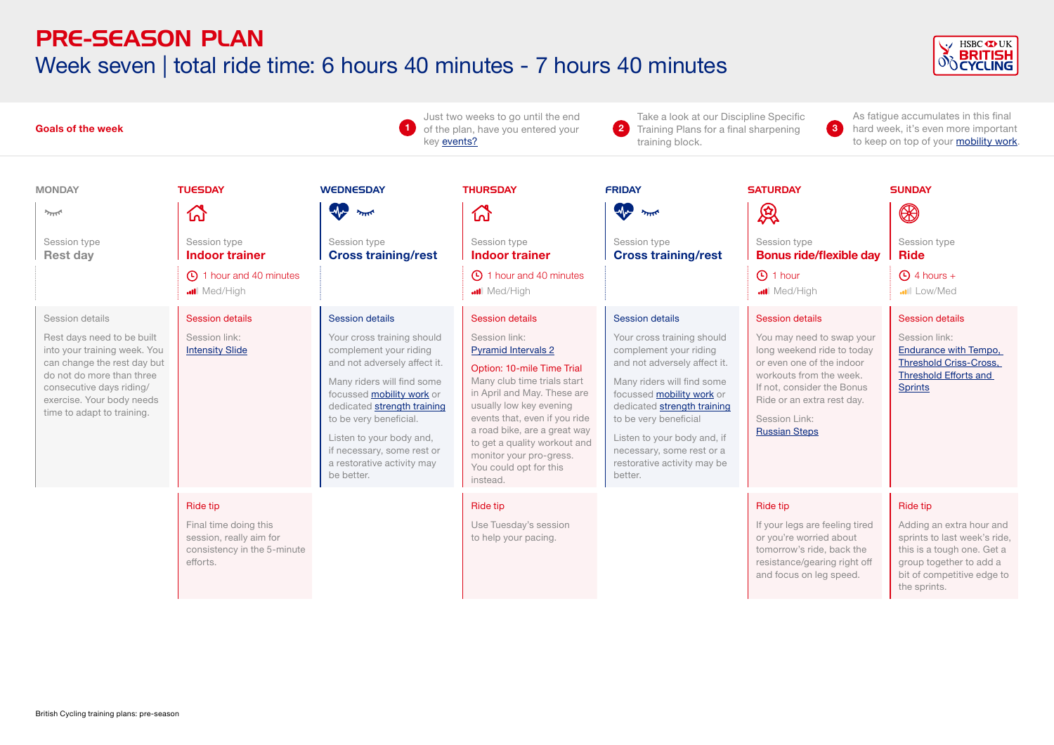# PRE-SEASON PLAN

## Week seven | total ride time: 6 hours 40 minutes - 7 hours 40 minutes

**Goals of the week**

1. Just two weeks to go until the end of the plan, have you entered your key events?
2. Take a look at our Discipline Specific Training Plans for a final sharpening training block.
3. As fatigue accumulates in this final hard week, it's even more important to keep on top of your mobility work.

| | MONDAY | TUESDAY | WEDNESDAY | THURSDAY | FRIDAY | SATURDAY | SUNDAY |
|---|---|---|---|---|---|---|---|
| Session type | Rest day | Indoor trainer | Cross training/rest | Indoor trainer | Cross training/rest | Bonus ride/flexible day | Ride |
| Duration | | 1 hour and 40 minutes | | 1 hour and 40 minutes | | 1 hour | 4 hours + |
| Intensity | | Med/High | | Med/High | | Med/High | Low/Med |
| Session details | Rest days need to be built into your training week. You can change the rest day but do not do more than three consecutive days riding/ exercise. Your body needs time to adapt to training. | Session link: Intensity Slide | Your cross training should complement your riding and not adversely affect it. Many riders will find some focussed mobility work or dedicated strength training to be very beneficial. Listen to your body and, if necessary, some rest or a restorative activity may be better. | Session link: Pyramid Intervals 2. Option: 10-mile Time Trial. Many club time trials start in April and May. These are usually low key evening events that, even if you ride a road bike, are a great way to get a quality workout and monitor your pro-gress. You could opt for this instead. | Your cross training should complement your riding and not adversely affect it. Many riders will find some focussed mobility work or dedicated strength training to be very beneficial. Listen to your body and, if necessary, some rest or a restorative activity may be better. | You may need to swap your long weekend ride to today or even one of the indoor workouts from the week. If not, consider the Bonus Ride or an extra rest day. Session Link: Russian Steps | Session link: Endurance with Tempo, Threshold Criss-Cross, Threshold Efforts and Sprints |
| Ride tip | | Final time doing this session, really aim for consistency in the 5-minute efforts. | | Use Tuesday's session to help your pacing. | | If your legs are feeling tired or you're worried about tomorrow's ride, back the resistance/gearing right off and focus on leg speed. | Adding an extra hour and sprints to last week's ride, this is a tough one. Get a group together to add a bit of competitive edge to the sprints. |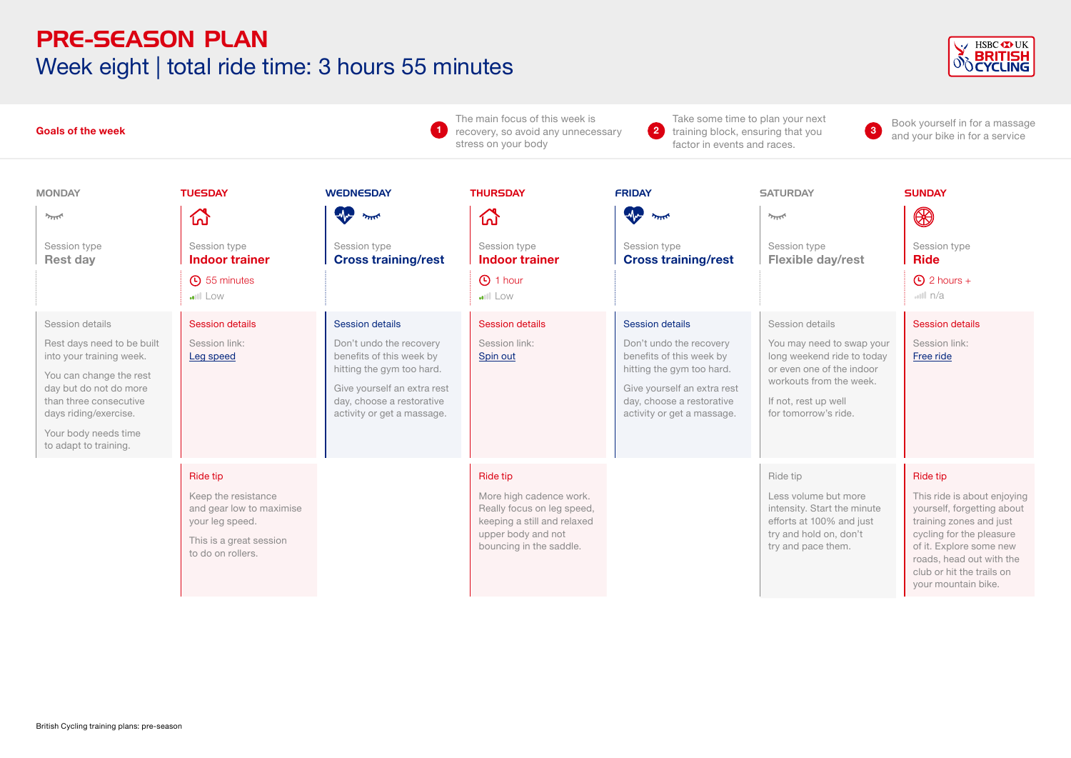# PRE-SEASON PLAN

## Week eight | total ride time: 3 hours 55 minutes

**Goals of the week**

1. The main focus of this week is recovery, so avoid any unnecessary stress on your body
2. Take some time to plan your next training block, ensuring that you factor in events and races.
3. Book yourself in for a massage and your bike in for a service

### MONDAY

Session type
**Rest day**

Session details

Rest days need to be built into your training week.

You can change the rest day but do not do more than three consecutive days riding/exercise.

Your body needs time to adapt to training.

### TUESDAY

Session type
**Indoor trainer**

55 minutes
Low

Session details

Session link: Leg speed

Ride tip

Keep the resistance and gear low to maximise your leg speed.

This is a great session to do on rollers.

### WEDNESDAY

Session type
**Cross training/rest**

Session details

Don't undo the recovery benefits of this week by hitting the gym too hard.

Give yourself an extra rest day, choose a restorative activity or get a massage.

### THURSDAY

Session type
**Indoor trainer**

1 hour
Low

Session details

Session link: Spin out

Ride tip

More high cadence work. Really focus on leg speed, keeping a still and relaxed upper body and not bouncing in the saddle.

### FRIDAY

Session type
**Cross training/rest**

Session details

Don't undo the recovery benefits of this week by hitting the gym too hard.

Give yourself an extra rest day, choose a restorative activity or get a massage.

### SATURDAY

Session type
**Flexible day/rest**

Session details

You may need to swap your long weekend ride to today or even one of the indoor workouts from the week.

If not, rest up well for tomorrow's ride.

Ride tip

Less volume but more intensity. Start the minute efforts at 100% and just try and hold on, don't try and pace them.

### SUNDAY

Session type
**Ride**

2 hours +
n/a

Session details

Session link: Free ride

Ride tip

This ride is about enjoying yourself, forgetting about training zones and just cycling for the pleasure of it. Explore some new roads, head out with the club or hit the trails on your mountain bike.